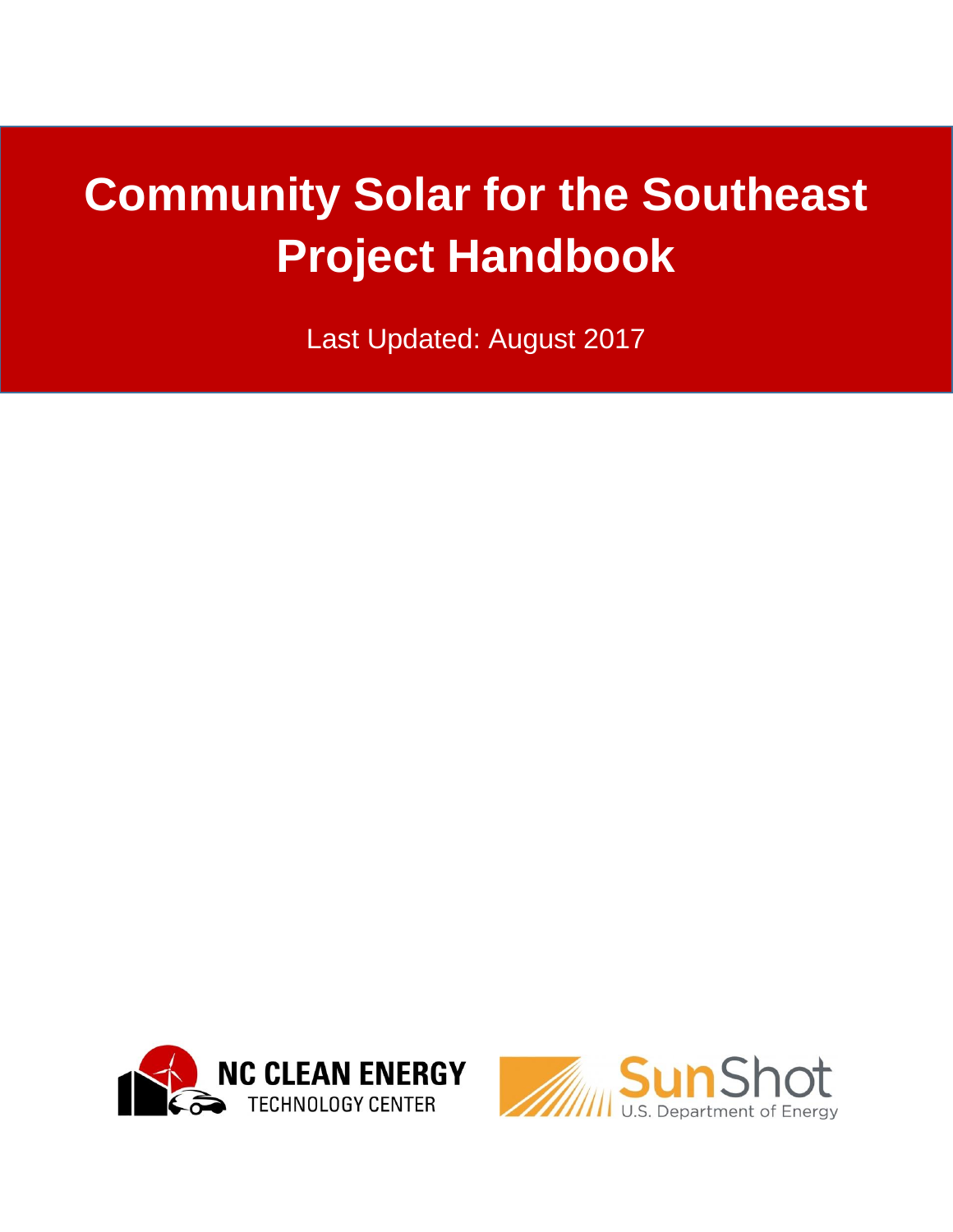# Community Solar for the Southeast Project Handbook

Last Updated: August 2017

NC CLEAN ENERGY TECHNOLOGY CENTER

SunShot U.S. Department of Energy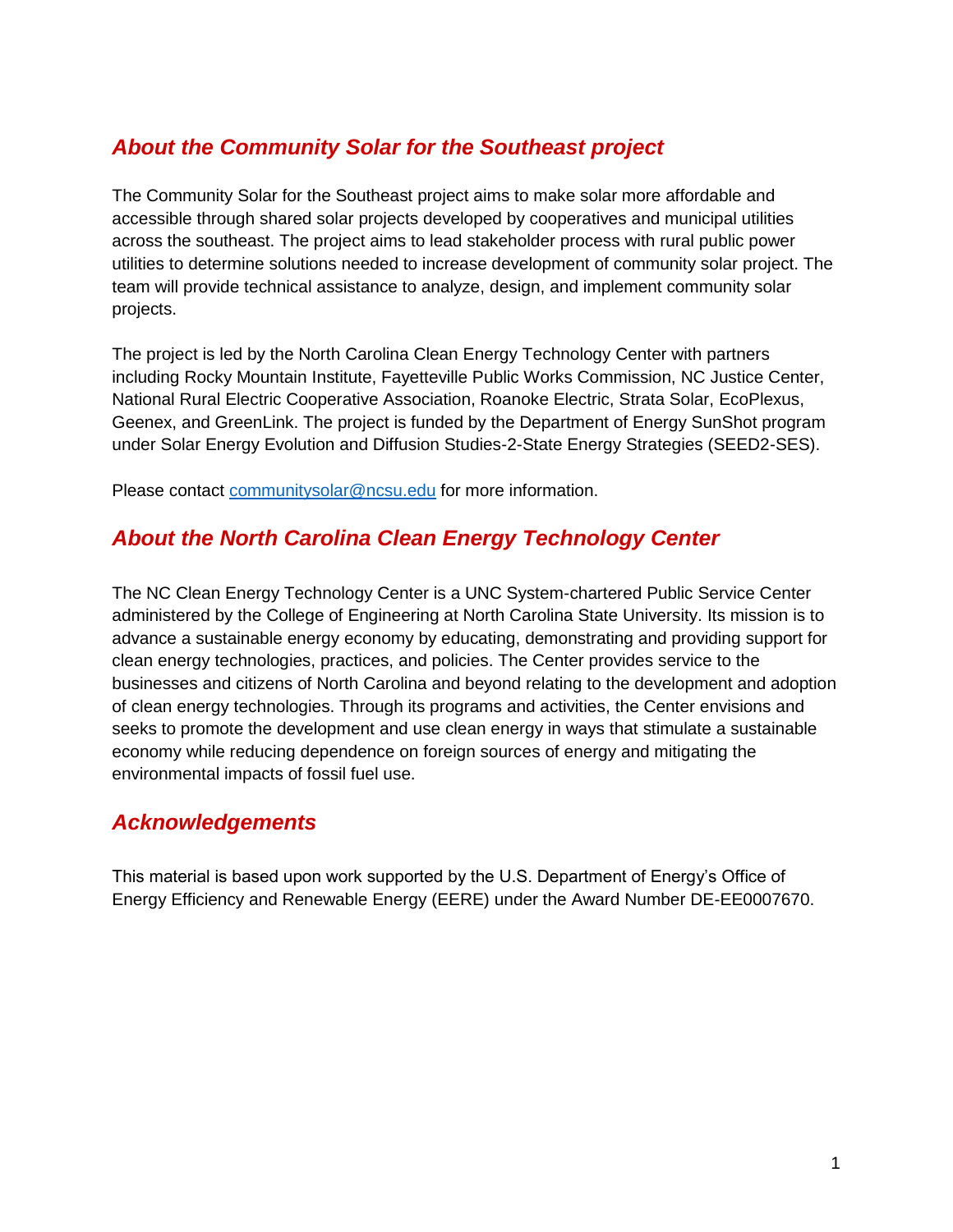## *About the Community Solar for the Southeast project*

The Community Solar for the Southeast project aims to make solar more affordable and accessible through shared solar projects developed by cooperatives and municipal utilities across the southeast. The project aims to lead stakeholder process with rural public power utilities to determine solutions needed to increase development of community solar project. The team will provide technical assistance to analyze, design, and implement community solar projects.

The project is led by the North Carolina Clean Energy Technology Center with partners including Rocky Mountain Institute, Fayetteville Public Works Commission, NC Justice Center, National Rural Electric Cooperative Association, Roanoke Electric, Strata Solar, EcoPlexus, Geenex, and GreenLink. The project is funded by the Department of Energy SunShot program under Solar Energy Evolution and Diffusion Studies-2-State Energy Strategies (SEED2-SES).

Please contact [communitysolar@ncsu.edu](mailto:communitysolar@ncsu.edu) for more information.

## *About the North Carolina Clean Energy Technology Center*

The NC Clean Energy Technology Center is a UNC System-chartered Public Service Center administered by the College of Engineering at North Carolina State University. Its mission is to advance a sustainable energy economy by educating, demonstrating and providing support for clean energy technologies, practices, and policies. The Center provides service to the businesses and citizens of North Carolina and beyond relating to the development and adoption of clean energy technologies. Through its programs and activities, the Center envisions and seeks to promote the development and use clean energy in ways that stimulate a sustainable economy while reducing dependence on foreign sources of energy and mitigating the environmental impacts of fossil fuel use.

## *Acknowledgements*

This material is based upon work supported by the U.S. Department of Energy's Office of Energy Efficiency and Renewable Energy (EERE) under the Award Number DE-EE0007670.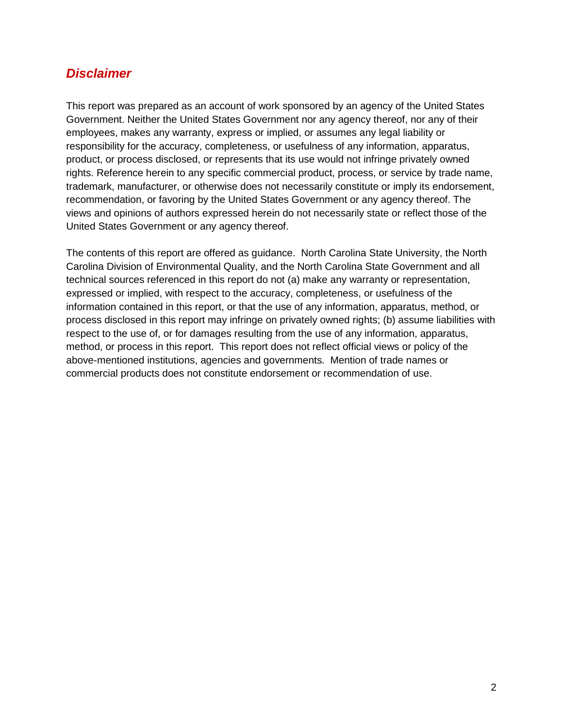## *Disclaimer*

This report was prepared as an account of work sponsored by an agency of the United States Government. Neither the United States Government nor any agency thereof, nor any of their employees, makes any warranty, express or implied, or assumes any legal liability or responsibility for the accuracy, completeness, or usefulness of any information, apparatus, product, or process disclosed, or represents that its use would not infringe privately owned rights. Reference herein to any specific commercial product, process, or service by trade name, trademark, manufacturer, or otherwise does not necessarily constitute or imply its endorsement, recommendation, or favoring by the United States Government or any agency thereof. The views and opinions of authors expressed herein do not necessarily state or reflect those of the United States Government or any agency thereof.

The contents of this report are offered as guidance. North Carolina State University, the North Carolina Division of Environmental Quality, and the North Carolina State Government and all technical sources referenced in this report do not (a) make any warranty or representation, expressed or implied, with respect to the accuracy, completeness, or usefulness of the information contained in this report, or that the use of any information, apparatus, method, or process disclosed in this report may infringe on privately owned rights; (b) assume liabilities with respect to the use of, or for damages resulting from the use of any information, apparatus, method, or process in this report. This report does not reflect official views or policy of the above-mentioned institutions, agencies and governments. Mention of trade names or commercial products does not constitute endorsement or recommendation of use.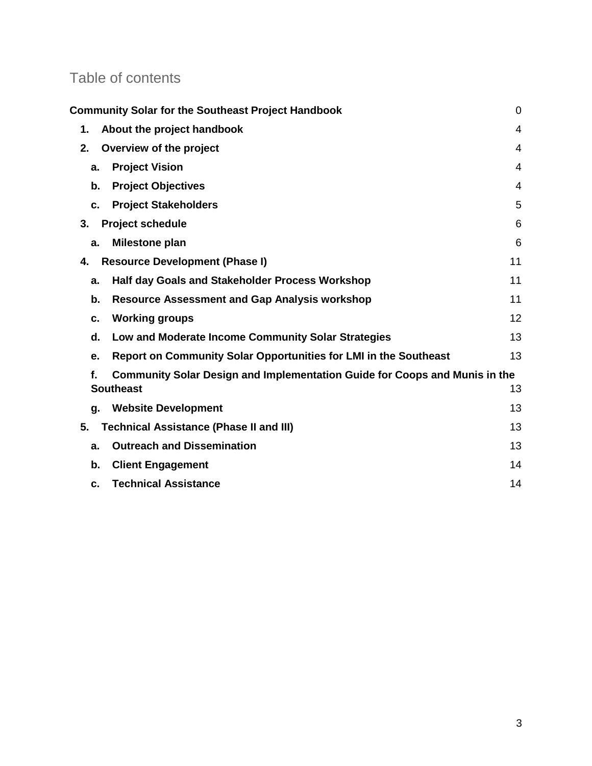# Table of contents

**Community Solar for the Southeast Project Handbook** 0

1. **About the project handbook** 4
2. **Overview of the project** 4
   - a. **Project Vision** 4
   - b. **Project Objectives** 4
   - c. **Project Stakeholders** 5
3. **Project schedule** 6
   - a. **Milestone plan** 6
4. **Resource Development (Phase I)** 11
   - a. **Half day Goals and Stakeholder Process Workshop** 11
   - b. **Resource Assessment and Gap Analysis workshop** 11
   - c. **Working groups** 12
   - d. **Low and Moderate Income Community Solar Strategies** 13
   - e. **Report on Community Solar Opportunities for LMI in the Southeast** 13
   - f. **Community Solar Design and Implementation Guide for Coops and Munis in the Southeast** 13
   - g. **Website Development** 13
5. **Technical Assistance (Phase II and III)** 13
   - a. **Outreach and Dissemination** 13
   - b. **Client Engagement** 14
   - c. **Technical Assistance** 14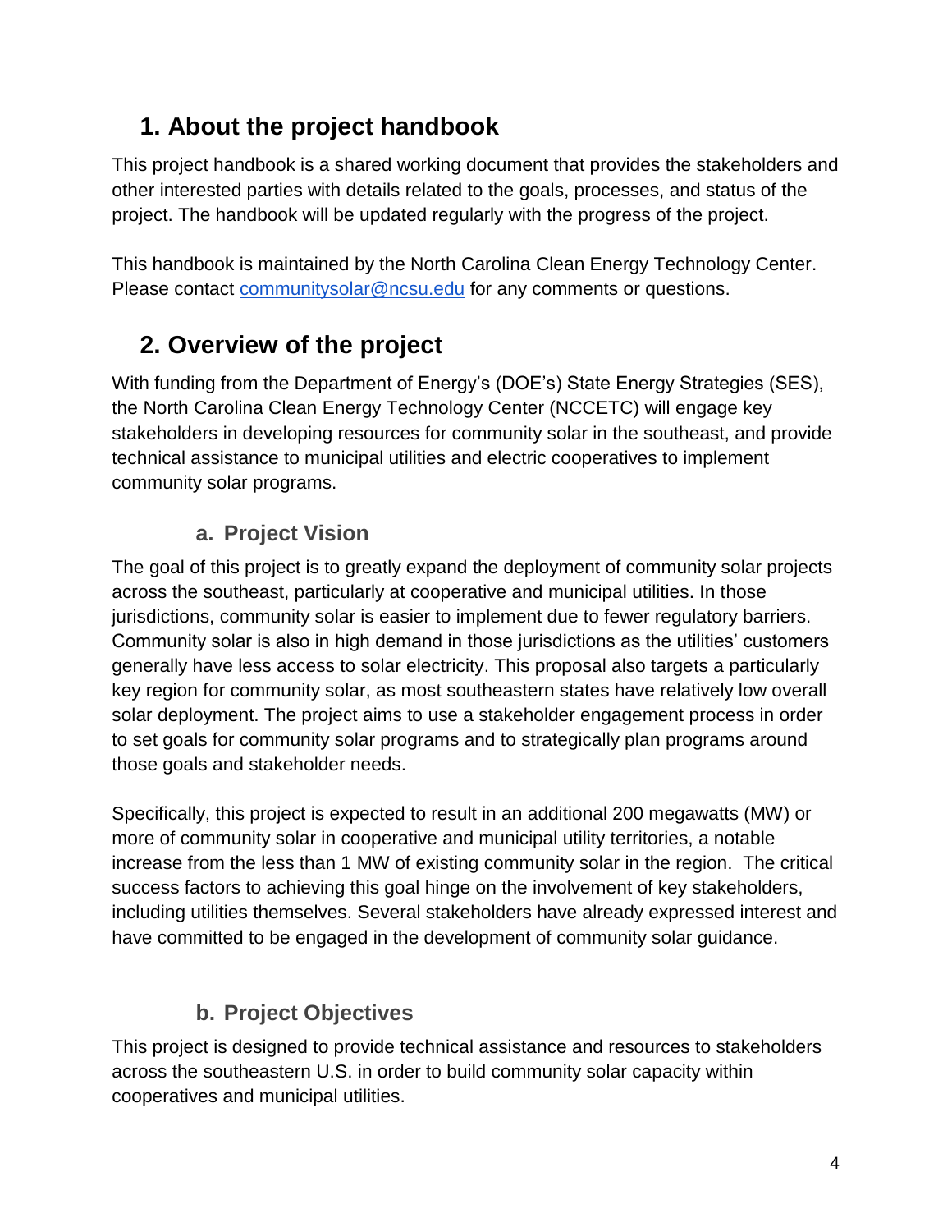## 1. About the project handbook

This project handbook is a shared working document that provides the stakeholders and other interested parties with details related to the goals, processes, and status of the project. The handbook will be updated regularly with the progress of the project.

This handbook is maintained by the North Carolina Clean Energy Technology Center. Please contact communitysolar@ncsu.edu for any comments or questions.

## 2. Overview of the project

With funding from the Department of Energy's (DOE's) State Energy Strategies (SES), the North Carolina Clean Energy Technology Center (NCCETC) will engage key stakeholders in developing resources for community solar in the southeast, and provide technical assistance to municipal utilities and electric cooperatives to implement community solar programs.

### a. Project Vision

The goal of this project is to greatly expand the deployment of community solar projects across the southeast, particularly at cooperative and municipal utilities. In those jurisdictions, community solar is easier to implement due to fewer regulatory barriers. Community solar is also in high demand in those jurisdictions as the utilities' customers generally have less access to solar electricity. This proposal also targets a particularly key region for community solar, as most southeastern states have relatively low overall solar deployment. The project aims to use a stakeholder engagement process in order to set goals for community solar programs and to strategically plan programs around those goals and stakeholder needs.

Specifically, this project is expected to result in an additional 200 megawatts (MW) or more of community solar in cooperative and municipal utility territories, a notable increase from the less than 1 MW of existing community solar in the region. The critical success factors to achieving this goal hinge on the involvement of key stakeholders, including utilities themselves. Several stakeholders have already expressed interest and have committed to be engaged in the development of community solar guidance.

### b. Project Objectives

This project is designed to provide technical assistance and resources to stakeholders across the southeastern U.S. in order to build community solar capacity within cooperatives and municipal utilities.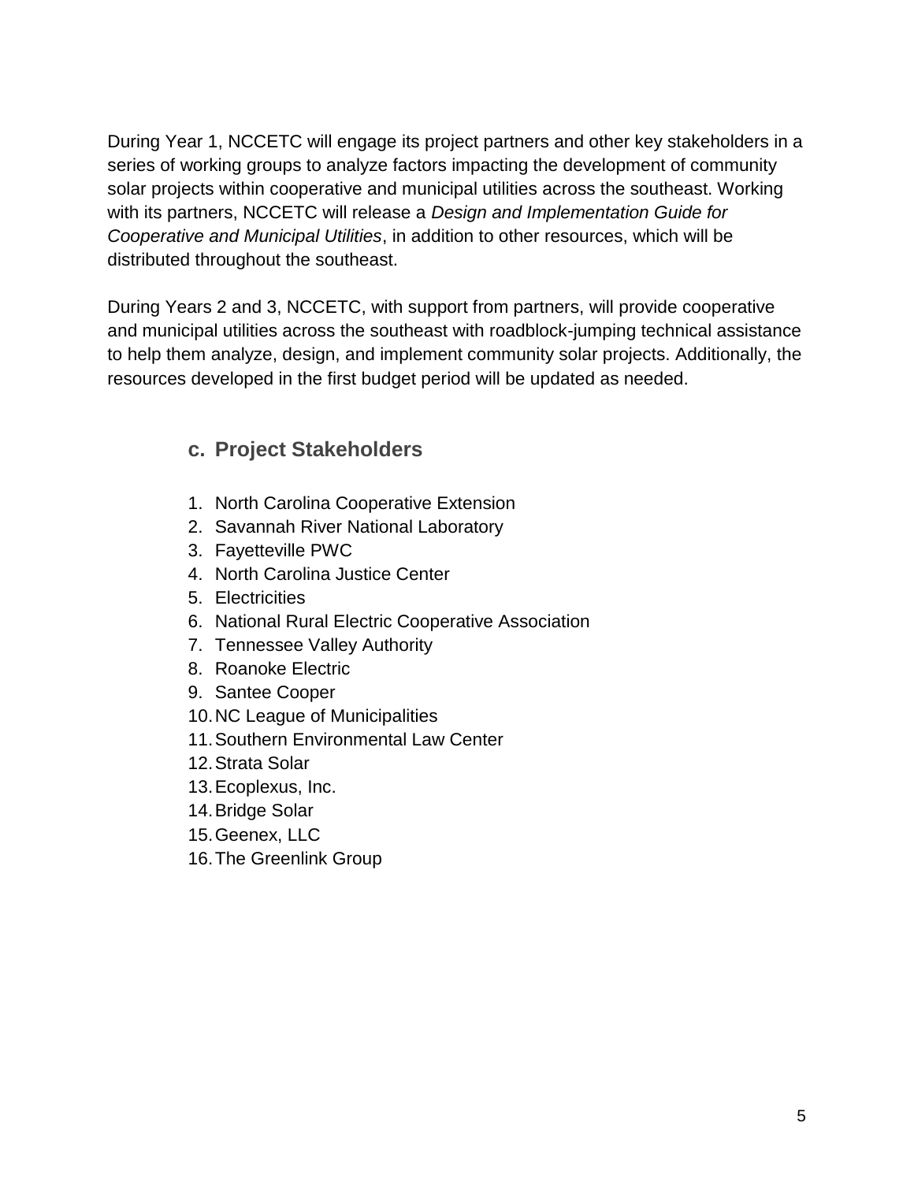During Year 1, NCCETC will engage its project partners and other key stakeholders in a series of working groups to analyze factors impacting the development of community solar projects within cooperative and municipal utilities across the southeast. Working with its partners, NCCETC will release a *Design and Implementation Guide for Cooperative and Municipal Utilities*, in addition to other resources, which will be distributed throughout the southeast.

During Years 2 and 3, NCCETC, with support from partners, will provide cooperative and municipal utilities across the southeast with roadblock-jumping technical assistance to help them analyze, design, and implement community solar projects. Additionally, the resources developed in the first budget period will be updated as needed.

### c. Project Stakeholders

1. North Carolina Cooperative Extension
2. Savannah River National Laboratory
3. Fayetteville PWC
4. North Carolina Justice Center
5. Electricities
6. National Rural Electric Cooperative Association
7. Tennessee Valley Authority
8. Roanoke Electric
9. Santee Cooper
10. NC League of Municipalities
11. Southern Environmental Law Center
12. Strata Solar
13. Ecoplexus, Inc.
14. Bridge Solar
15. Geenex, LLC
16. The Greenlink Group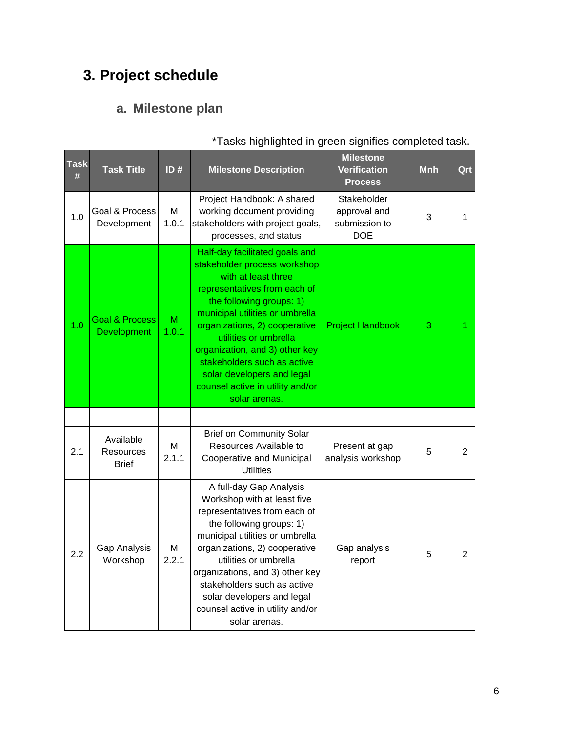# 3. Project schedule

## a. Milestone plan

*Tasks highlighted in green signifies completed task.

| Task # | Task Title | ID # | Milestone Description | Milestone Verification Process | Mnh | Qrt |
|---|---|---|---|---|---|---|
| 1.0 | Goal & Process Development | M 1.0.1 | Project Handbook: A shared working document providing stakeholders with project goals, processes, and status | Stakeholder approval and submission to DOE | 3 | 1 |
| 1.0 | Goal & Process Development | M 1.0.1 | Half-day facilitated goals and stakeholder process workshop with at least three representatives from each of the following groups: 1) municipal utilities or umbrella organizations, 2) cooperative utilities or umbrella organization, and 3) other key stakeholders such as active solar developers and legal counsel active in utility and/or solar arenas. | Project Handbook | 3 | 1 |
| | | | | | | |
| 2.1 | Available Resources Brief | M 2.1.1 | Brief on Community Solar Resources Available to Cooperative and Municipal Utilities | Present at gap analysis workshop | 5 | 2 |
| 2.2 | Gap Analysis Workshop | M 2.2.1 | A full-day Gap Analysis Workshop with at least five representatives from each of the following groups: 1) municipal utilities or umbrella organizations, 2) cooperative utilities or umbrella organizations, and 3) other key stakeholders such as active solar developers and legal counsel active in utility and/or solar arenas. | Gap analysis report | 5 | 2 |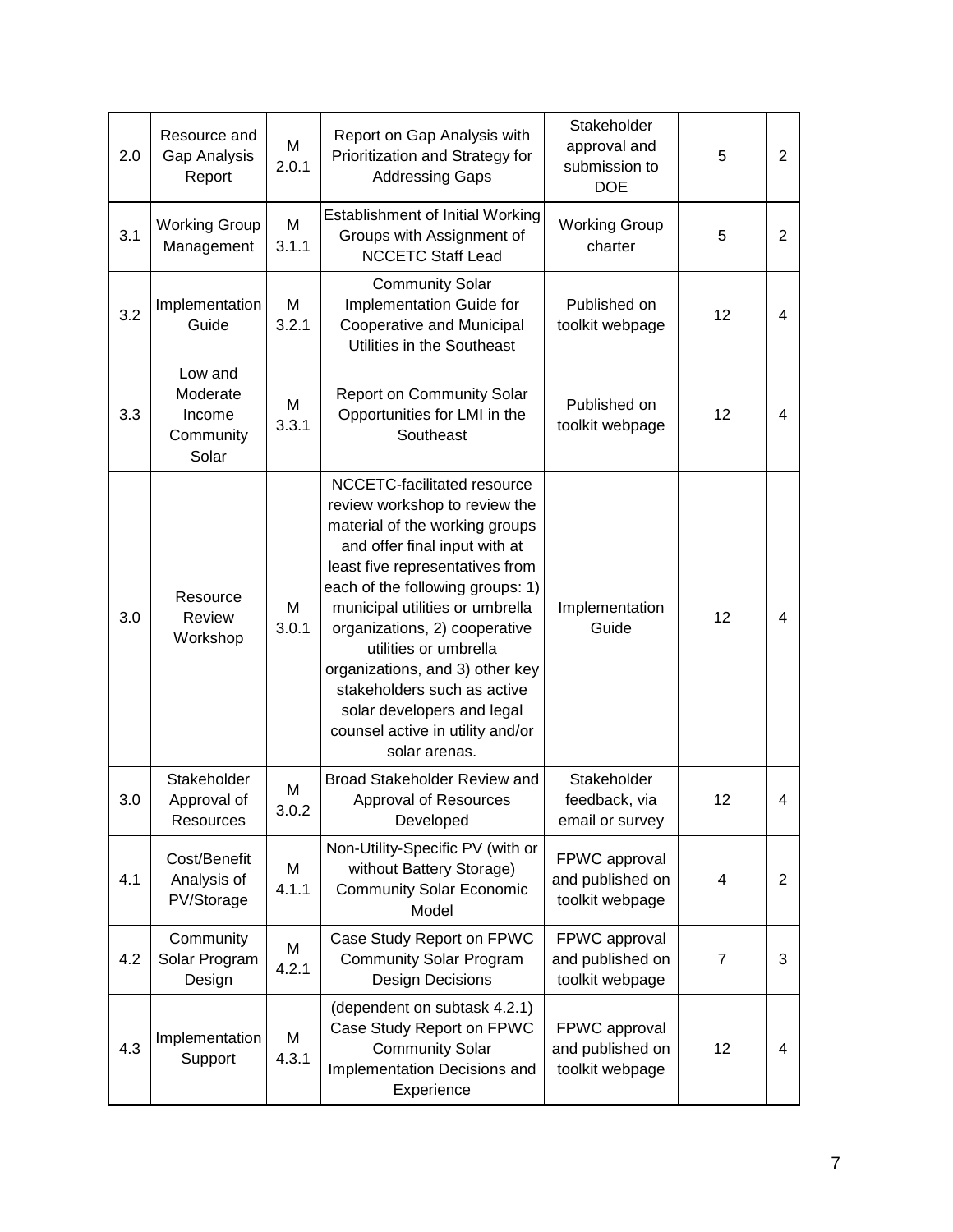| 2.0 | Resource and Gap Analysis Report | M 2.0.1 | Report on Gap Analysis with Prioritization and Strategy for Addressing Gaps | Stakeholder approval and submission to DOE | 5 | 2 |
|---|---|---|---|---|---|---|
| 3.1 | Working Group Management | M 3.1.1 | Establishment of Initial Working Groups with Assignment of NCCETC Staff Lead | Working Group charter | 5 | 2 |
| 3.2 | Implementation Guide | M 3.2.1 | Community Solar Implementation Guide for Cooperative and Municipal Utilities in the Southeast | Published on toolkit webpage | 12 | 4 |
| 3.3 | Low and Moderate Income Community Solar | M 3.3.1 | Report on Community Solar Opportunities for LMI in the Southeast | Published on toolkit webpage | 12 | 4 |
| 3.0 | Resource Review Workshop | M 3.0.1 | NCCETC-facilitated resource review workshop to review the material of the working groups and offer final input with at least five representatives from each of the following groups: 1) municipal utilities or umbrella organizations, 2) cooperative utilities or umbrella organizations, and 3) other key stakeholders such as active solar developers and legal counsel active in utility and/or solar arenas. | Implementation Guide | 12 | 4 |
| 3.0 | Stakeholder Approval of Resources | M 3.0.2 | Broad Stakeholder Review and Approval of Resources Developed | Stakeholder feedback, via email or survey | 12 | 4 |
| 4.1 | Cost/Benefit Analysis of PV/Storage | M 4.1.1 | Non-Utility-Specific PV (with or without Battery Storage) Community Solar Economic Model | FPWC approval and published on toolkit webpage | 4 | 2 |
| 4.2 | Community Solar Program Design | M 4.2.1 | Case Study Report on FPWC Community Solar Program Design Decisions | FPWC approval and published on toolkit webpage | 7 | 3 |
| 4.3 | Implementation Support | M 4.3.1 | (dependent on subtask 4.2.1) Case Study Report on FPWC Community Solar Implementation Decisions and Experience | FPWC approval and published on toolkit webpage | 12 | 4 |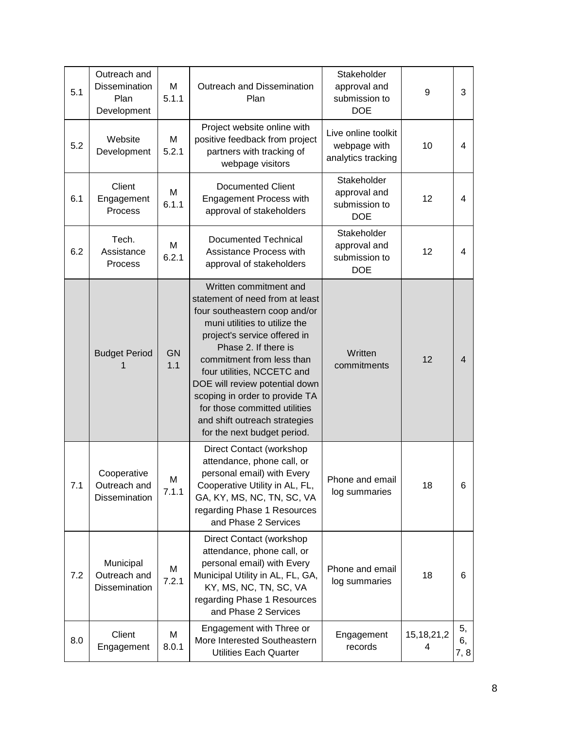| 5.1 | Outreach and Dissemination Plan Development | M 5.1.1 | Outreach and Dissemination Plan | Stakeholder approval and submission to DOE | 9 | 3 |
|---|---|---|---|---|---|---|
| 5.2 | Website Development | M 5.2.1 | Project website online with positive feedback from project partners with tracking of webpage visitors | Live online toolkit webpage with analytics tracking | 10 | 4 |
| 6.1 | Client Engagement Process | M 6.1.1 | Documented Client Engagement Process with approval of stakeholders | Stakeholder approval and submission to DOE | 12 | 4 |
| 6.2 | Tech. Assistance Process | M 6.2.1 | Documented Technical Assistance Process with approval of stakeholders | Stakeholder approval and submission to DOE | 12 | 4 |
| | Budget Period 1 | GN 1.1 | Written commitment and statement of need from at least four southeastern coop and/or muni utilities to utilize the project's service offered in Phase 2. If there is commitment from less than four utilities, NCCETC and DOE will review potential down scoping in order to provide TA for those committed utilities and shift outreach strategies for the next budget period. | Written commitments | 12 | 4 |
| 7.1 | Cooperative Outreach and Dissemination | M 7.1.1 | Direct Contact (workshop attendance, phone call, or personal email) with Every Cooperative Utility in AL, FL, GA, KY, MS, NC, TN, SC, VA regarding Phase 1 Resources and Phase 2 Services | Phone and email log summaries | 18 | 6 |
| 7.2 | Municipal Outreach and Dissemination | M 7.2.1 | Direct Contact (workshop attendance, phone call, or personal email) with Every Municipal Utility in AL, FL, GA, KY, MS, NC, TN, SC, VA regarding Phase 1 Resources and Phase 2 Services | Phone and email log summaries | 18 | 6 |
| 8.0 | Client Engagement | M 8.0.1 | Engagement with Three or More Interested Southeastern Utilities Each Quarter | Engagement records | 15,18,21,24 | 5, 6, 7, 8 |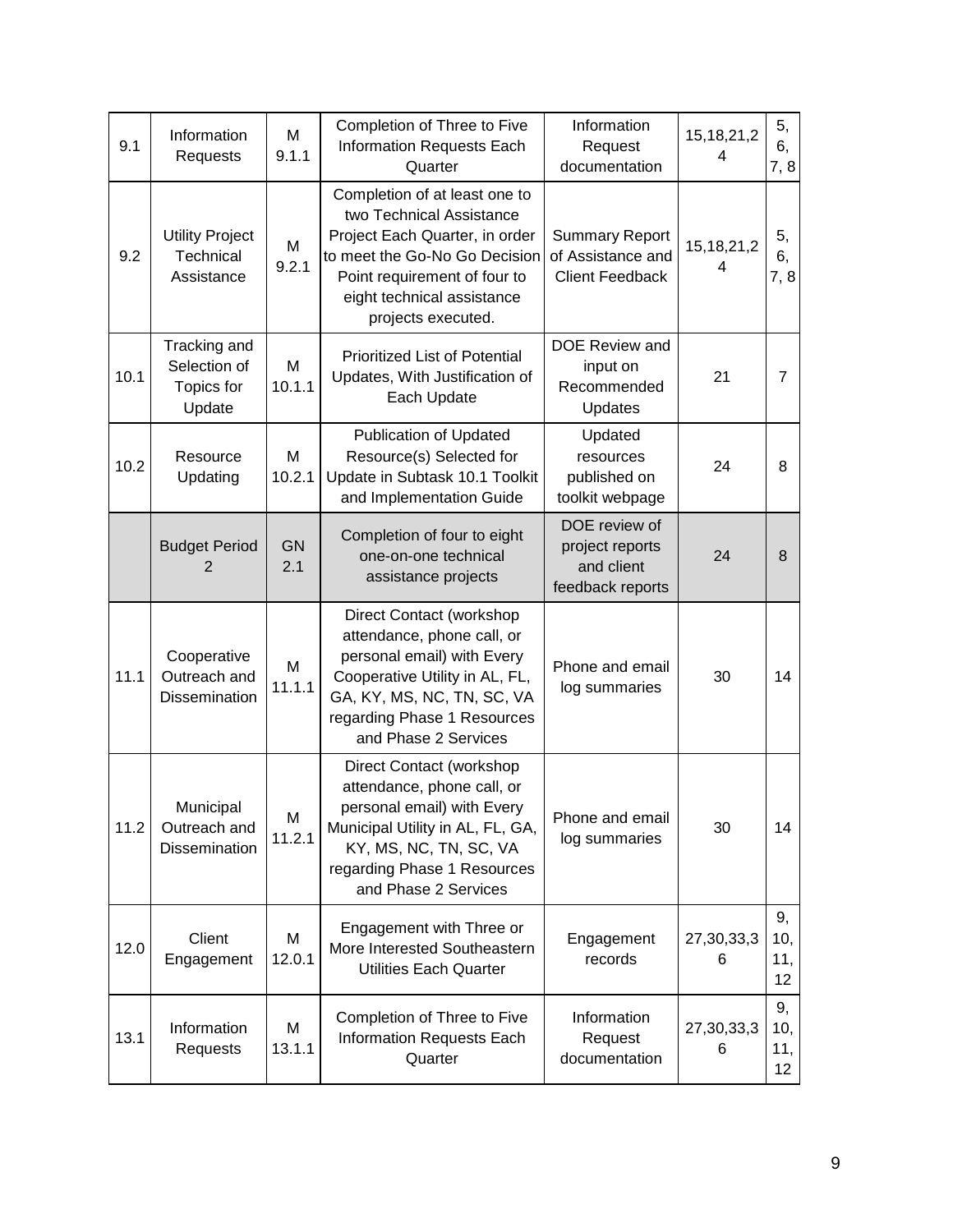| 9.1 | Information Requests | M 9.1.1 | Completion of Three to Five Information Requests Each Quarter | Information Request documentation | 15,18,21,24 | 5, 6, 7, 8 |
|---|---|---|---|---|---|---|
| 9.2 | Utility Project Technical Assistance | M 9.2.1 | Completion of at least one to two Technical Assistance Project Each Quarter, in order to meet the Go-No Go Decision Point requirement of four to eight technical assistance projects executed. | Summary Report of Assistance and Client Feedback | 15,18,21,24 | 5, 6, 7, 8 |
| 10.1 | Tracking and Selection of Topics for Update | M 10.1.1 | Prioritized List of Potential Updates, With Justification of Each Update | DOE Review and input on Recommended Updates | 21 | 7 |
| 10.2 | Resource Updating | M 10.2.1 | Publication of Updated Resource(s) Selected for Update in Subtask 10.1 Toolkit and Implementation Guide | Updated resources published on toolkit webpage | 24 | 8 |
| | Budget Period 2 | GN 2.1 | Completion of four to eight one-on-one technical assistance projects | DOE review of project reports and client feedback reports | 24 | 8 |
| 11.1 | Cooperative Outreach and Dissemination | M 11.1.1 | Direct Contact (workshop attendance, phone call, or personal email) with Every Cooperative Utility in AL, FL, GA, KY, MS, NC, TN, SC, VA regarding Phase 1 Resources and Phase 2 Services | Phone and email log summaries | 30 | 14 |
| 11.2 | Municipal Outreach and Dissemination | M 11.2.1 | Direct Contact (workshop attendance, phone call, or personal email) with Every Municipal Utility in AL, FL, GA, KY, MS, NC, TN, SC, VA regarding Phase 1 Resources and Phase 2 Services | Phone and email log summaries | 30 | 14 |
| 12.0 | Client Engagement | M 12.0.1 | Engagement with Three or More Interested Southeastern Utilities Each Quarter | Engagement records | 27,30,33,36 | 9, 10, 11, 12 |
| 13.1 | Information Requests | M 13.1.1 | Completion of Three to Five Information Requests Each Quarter | Information Request documentation | 27,30,33,36 | 9, 10, 11, 12 |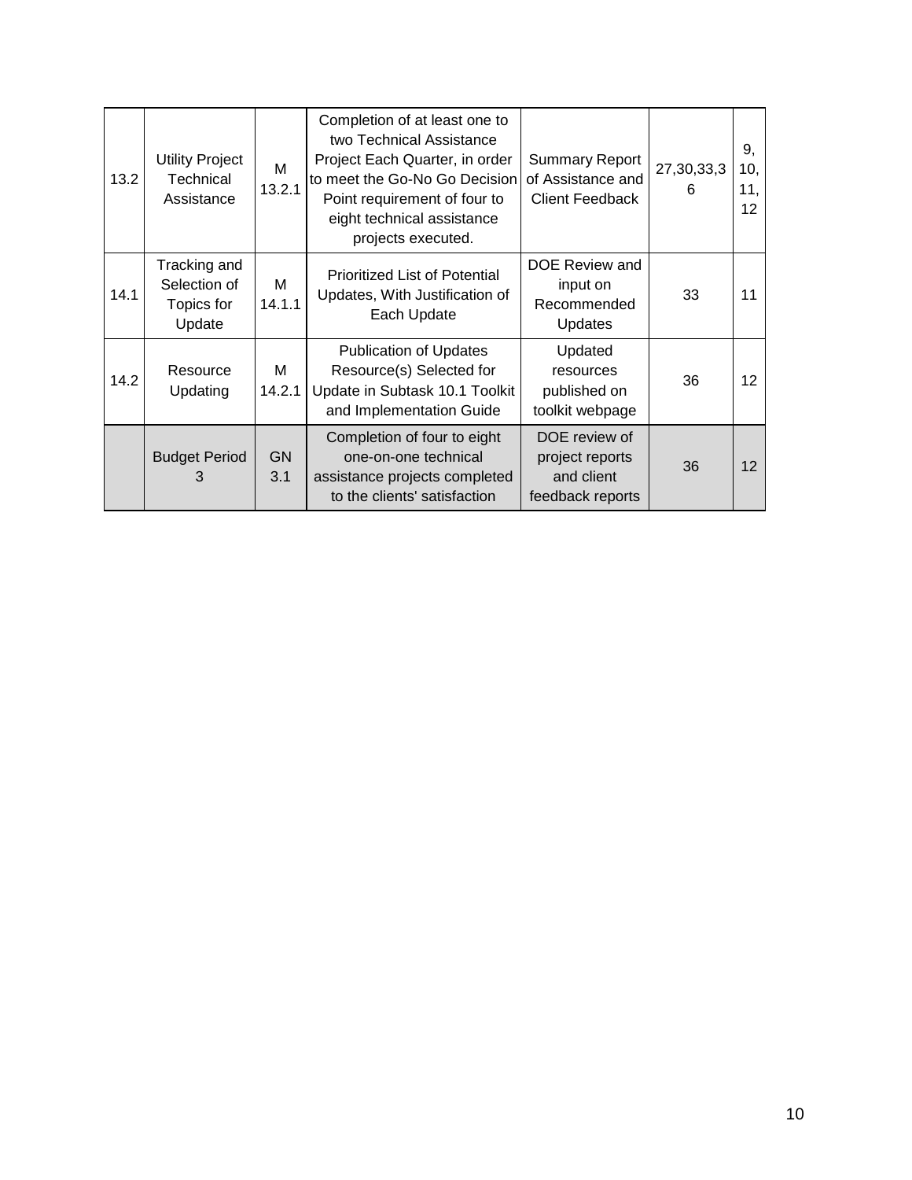| 13.2 | Utility Project Technical Assistance | M 13.2.1 | Completion of at least one to two Technical Assistance Project Each Quarter, in order to meet the Go-No Go Decision Point requirement of four to eight technical assistance projects executed. | Summary Report of Assistance and Client Feedback | 27,30,33,36 | 9, 10, 11, 12 |
|---|---|---|---|---|---|---|
| 14.1 | Tracking and Selection of Topics for Update | M 14.1.1 | Prioritized List of Potential Updates, With Justification of Each Update | DOE Review and input on Recommended Updates | 33 | 11 |
| 14.2 | Resource Updating | M 14.2.1 | Publication of Updates Resource(s) Selected for Update in Subtask 10.1 Toolkit and Implementation Guide | Updated resources published on toolkit webpage | 36 | 12 |
| | Budget Period 3 | GN 3.1 | Completion of four to eight one-on-one technical assistance projects completed to the clients' satisfaction | DOE review of project reports and client feedback reports | 36 | 12 |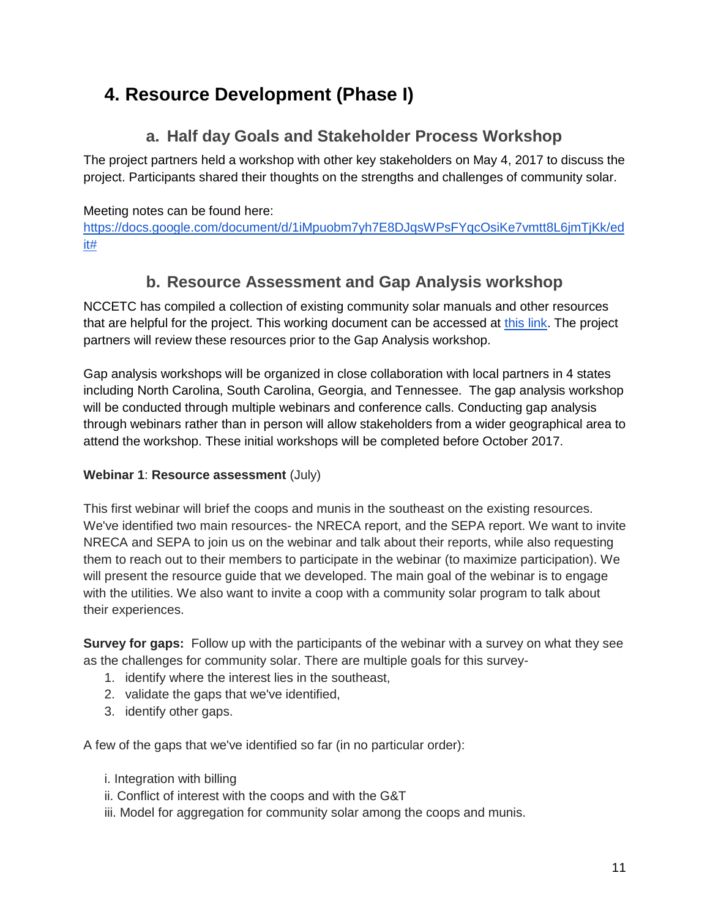# 4. Resource Development (Phase I)

## a. Half day Goals and Stakeholder Process Workshop

The project partners held a workshop with other key stakeholders on May 4, 2017 to discuss the project. Participants shared their thoughts on the strengths and challenges of community solar.

Meeting notes can be found here:
https://docs.google.com/document/d/1iMpuobm7yh7E8DJqsWPsFYqcOsiKe7vmtt8L6jmTjKk/edit#

## b. Resource Assessment and Gap Analysis workshop

NCCETC has compiled a collection of existing community solar manuals and other resources that are helpful for the project. This working document can be accessed at this link. The project partners will review these resources prior to the Gap Analysis workshop.

Gap analysis workshops will be organized in close collaboration with local partners in 4 states including North Carolina, South Carolina, Georgia, and Tennessee. The gap analysis workshop will be conducted through multiple webinars and conference calls. Conducting gap analysis through webinars rather than in person will allow stakeholders from a wider geographical area to attend the workshop. These initial workshops will be completed before October 2017.

**Webinar 1**: **Resource assessment** (July)

This first webinar will brief the coops and munis in the southeast on the existing resources. We've identified two main resources- the NRECA report, and the SEPA report. We want to invite NRECA and SEPA to join us on the webinar and talk about their reports, while also requesting them to reach out to their members to participate in the webinar (to maximize participation). We will present the resource guide that we developed. The main goal of the webinar is to engage with the utilities. We also want to invite a coop with a community solar program to talk about their experiences.

**Survey for gaps:** Follow up with the participants of the webinar with a survey on what they see as the challenges for community solar. There are multiple goals for this survey-

1. identify where the interest lies in the southeast,
2. validate the gaps that we've identified,
3. identify other gaps.

A few of the gaps that we've identified so far (in no particular order):

i. Integration with billing
ii. Conflict of interest with the coops and with the G&T
iii. Model for aggregation for community solar among the coops and munis.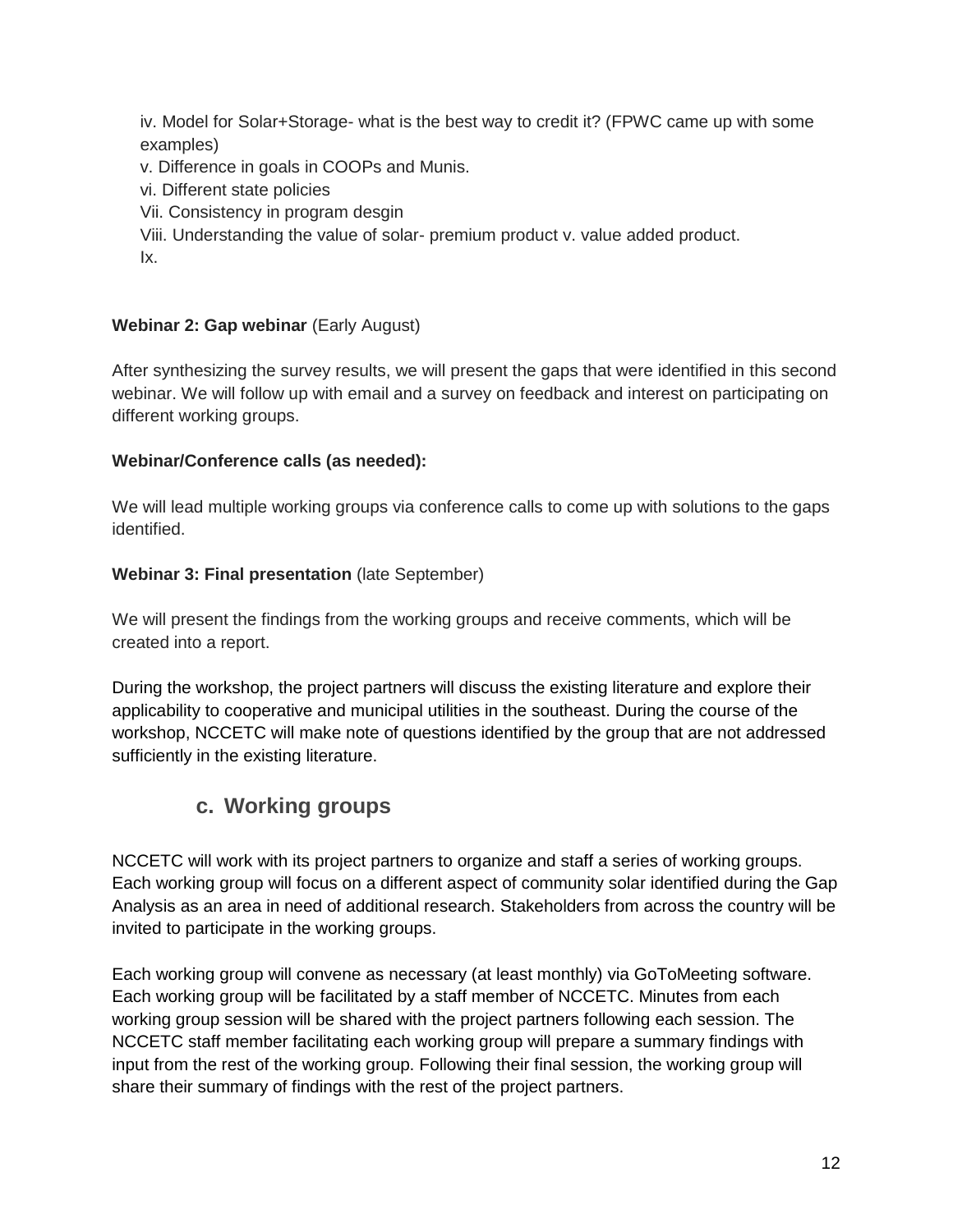iv. Model for Solar+Storage- what is the best way to credit it? (FPWC came up with some examples)
v. Difference in goals in COOPs and Munis.
vi. Different state policies
Vii. Consistency in program desgin
Viii. Understanding the value of solar- premium product v. value added product.
Ix.

**Webinar 2: Gap webinar** (Early August)

After synthesizing the survey results, we will present the gaps that were identified in this second webinar. We will follow up with email and a survey on feedback and interest on participating on different working groups.

**Webinar/Conference calls (as needed):**

We will lead multiple working groups via conference calls to come up with solutions to the gaps identified.

**Webinar 3: Final presentation** (late September)

We will present the findings from the working groups and receive comments, which will be created into a report.

During the workshop, the project partners will discuss the existing literature and explore their applicability to cooperative and municipal utilities in the southeast. During the course of the workshop, NCCETC will make note of questions identified by the group that are not addressed sufficiently in the existing literature.

### c. Working groups

NCCETC will work with its project partners to organize and staff a series of working groups. Each working group will focus on a different aspect of community solar identified during the Gap Analysis as an area in need of additional research. Stakeholders from across the country will be invited to participate in the working groups.

Each working group will convene as necessary (at least monthly) via GoToMeeting software. Each working group will be facilitated by a staff member of NCCETC. Minutes from each working group session will be shared with the project partners following each session. The NCCETC staff member facilitating each working group will prepare a summary findings with input from the rest of the working group. Following their final session, the working group will share their summary of findings with the rest of the project partners.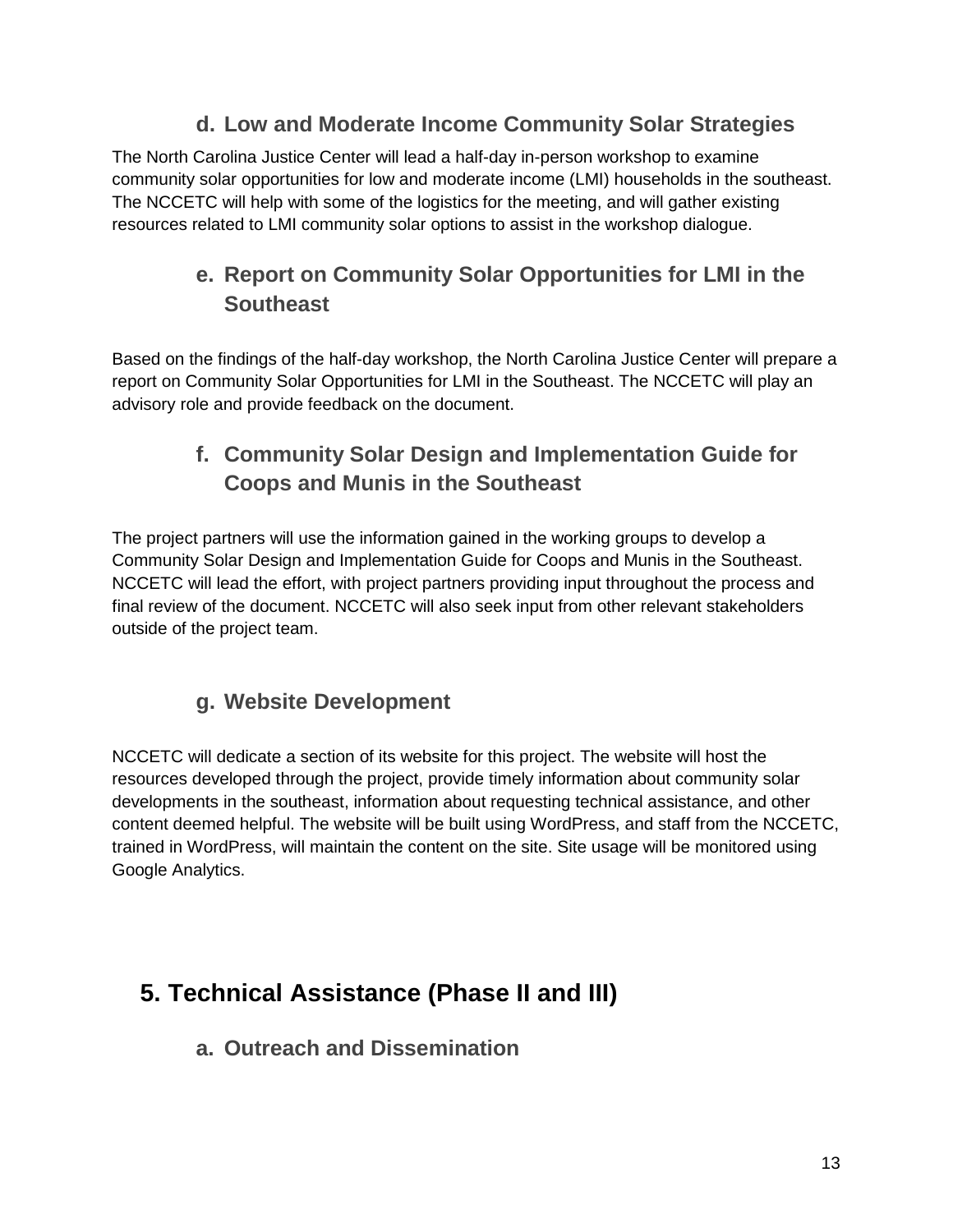### d. Low and Moderate Income Community Solar Strategies

The North Carolina Justice Center will lead a half-day in-person workshop to examine community solar opportunities for low and moderate income (LMI) households in the southeast. The NCCETC will help with some of the logistics for the meeting, and will gather existing resources related to LMI community solar options to assist in the workshop dialogue.

### e. Report on Community Solar Opportunities for LMI in the Southeast

Based on the findings of the half-day workshop, the North Carolina Justice Center will prepare a report on Community Solar Opportunities for LMI in the Southeast. The NCCETC will play an advisory role and provide feedback on the document.

### f. Community Solar Design and Implementation Guide for Coops and Munis in the Southeast

The project partners will use the information gained in the working groups to develop a Community Solar Design and Implementation Guide for Coops and Munis in the Southeast. NCCETC will lead the effort, with project partners providing input throughout the process and final review of the document. NCCETC will also seek input from other relevant stakeholders outside of the project team.

### g. Website Development

NCCETC will dedicate a section of its website for this project. The website will host the resources developed through the project, provide timely information about community solar developments in the southeast, information about requesting technical assistance, and other content deemed helpful. The website will be built using WordPress, and staff from the NCCETC, trained in WordPress, will maintain the content on the site. Site usage will be monitored using Google Analytics.

## 5. Technical Assistance (Phase II and III)

### a. Outreach and Dissemination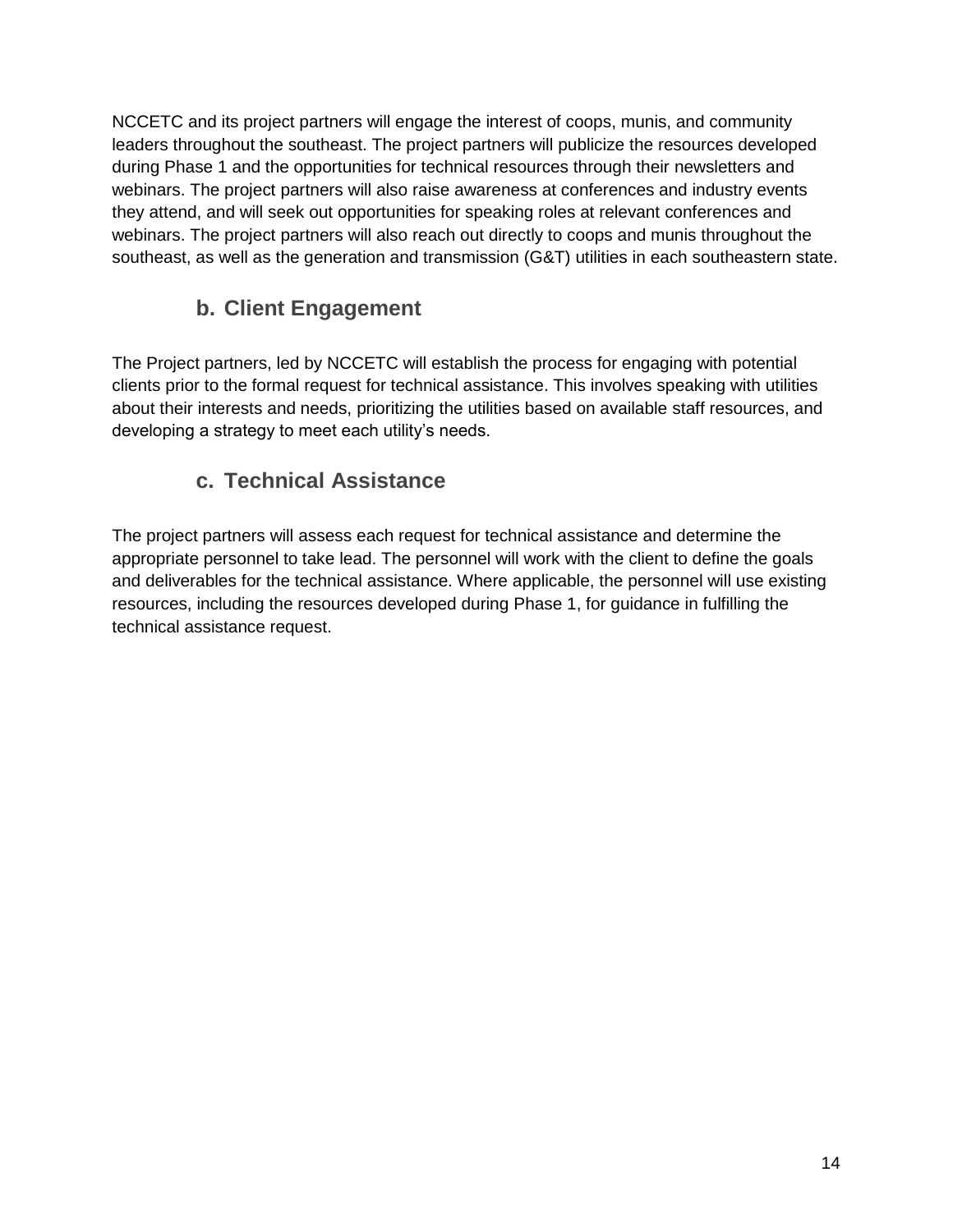NCCETC and its project partners will engage the interest of coops, munis, and community leaders throughout the southeast. The project partners will publicize the resources developed during Phase 1 and the opportunities for technical resources through their newsletters and webinars. The project partners will also raise awareness at conferences and industry events they attend, and will seek out opportunities for speaking roles at relevant conferences and webinars. The project partners will also reach out directly to coops and munis throughout the southeast, as well as the generation and transmission (G&T) utilities in each southeastern state.

### b. Client Engagement

The Project partners, led by NCCETC will establish the process for engaging with potential clients prior to the formal request for technical assistance. This involves speaking with utilities about their interests and needs, prioritizing the utilities based on available staff resources, and developing a strategy to meet each utility's needs.

### c. Technical Assistance

The project partners will assess each request for technical assistance and determine the appropriate personnel to take lead. The personnel will work with the client to define the goals and deliverables for the technical assistance. Where applicable, the personnel will use existing resources, including the resources developed during Phase 1, for guidance in fulfilling the technical assistance request.